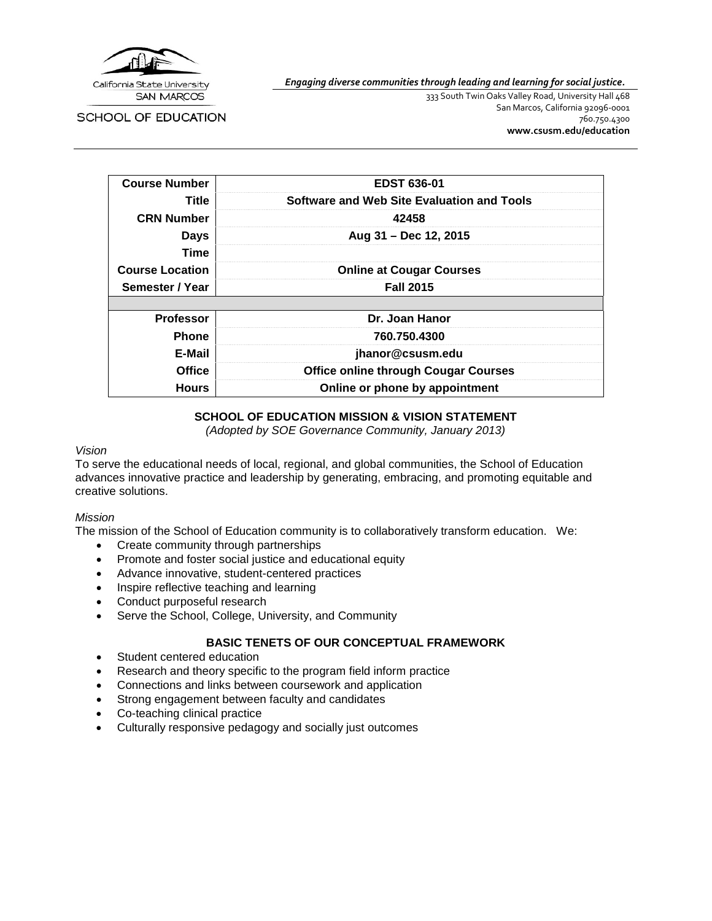California State University
SAN MARCOS

SCHOOL OF EDUCATION

*Engaging diverse communities through leading and learning for social justice.*

333 South Twin Oaks Valley Road, University Hall 468
San Marcos, California 92096-0001
760.750.4300
**www.csusm.edu/education**

| | |
|---|---|
| **Course Number** | **EDST 636-01** |
| **Title** | **Software and Web Site Evaluation and Tools** |
| **CRN Number** | **42458** |
| **Days** | **Aug 31 – Dec 12, 2015** |
| **Time** | |
| **Course Location** | **Online at Cougar Courses** |
| **Semester / Year** | **Fall 2015** |
| | |
| **Professor** | **Dr. Joan Hanor** |
| **Phone** | **760.750.4300** |
| **E-Mail** | **jhanor@csusm.edu** |
| **Office** | **Office online through Cougar Courses** |
| **Hours** | **Online or phone by appointment** |

## SCHOOL OF EDUCATION MISSION & VISION STATEMENT

*(Adopted by SOE Governance Community, January 2013)*

*Vision*

To serve the educational needs of local, regional, and global communities, the School of Education advances innovative practice and leadership by generating, embracing, and promoting equitable and creative solutions.

*Mission*

The mission of the School of Education community is to collaboratively transform education. We:

- Create community through partnerships
- Promote and foster social justice and educational equity
- Advance innovative, student-centered practices
- Inspire reflective teaching and learning
- Conduct purposeful research
- Serve the School, College, University, and Community

## BASIC TENETS OF OUR CONCEPTUAL FRAMEWORK

- Student centered education
- Research and theory specific to the program field inform practice
- Connections and links between coursework and application
- Strong engagement between faculty and candidates
- Co-teaching clinical practice
- Culturally responsive pedagogy and socially just outcomes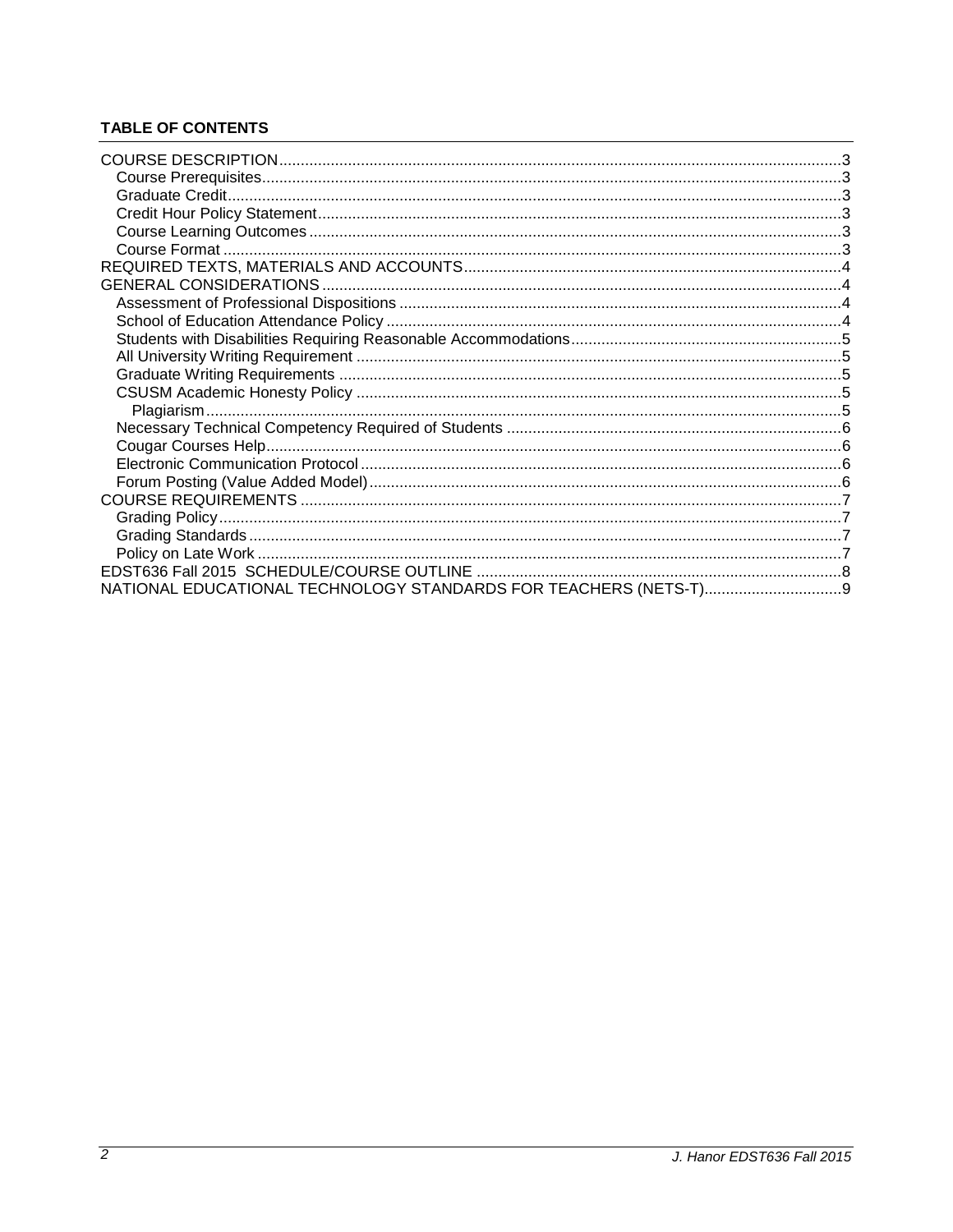**TABLE OF CONTENTS**

COURSE DESCRIPTION .......... 3
- Course Prerequisites .......... 3
- Graduate Credit .......... 3
- Credit Hour Policy Statement .......... 3
- Course Learning Outcomes .......... 3
- Course Format .......... 3

REQUIRED TEXTS, MATERIALS AND ACCOUNTS .......... 4

GENERAL CONSIDERATIONS .......... 4
- Assessment of Professional Dispositions .......... 4
- School of Education Attendance Policy .......... 4
- Students with Disabilities Requiring Reasonable Accommodations .......... 5
- All University Writing Requirement .......... 5
- Graduate Writing Requirements .......... 5
- CSUSM Academic Honesty Policy .......... 5
  - Plagiarism .......... 5
- Necessary Technical Competency Required of Students .......... 6
- Cougar Courses Help .......... 6
- Electronic Communication Protocol .......... 6
- Forum Posting (Value Added Model) .......... 6

COURSE REQUIREMENTS .......... 7
- Grading Policy .......... 7
- Grading Standards .......... 7
- Policy on Late Work .......... 7

EDST636 Fall 2015 SCHEDULE/COURSE OUTLINE .......... 8

NATIONAL EDUCATIONAL TECHNOLOGY STANDARDS FOR TEACHERS (NETS-T) .......... 9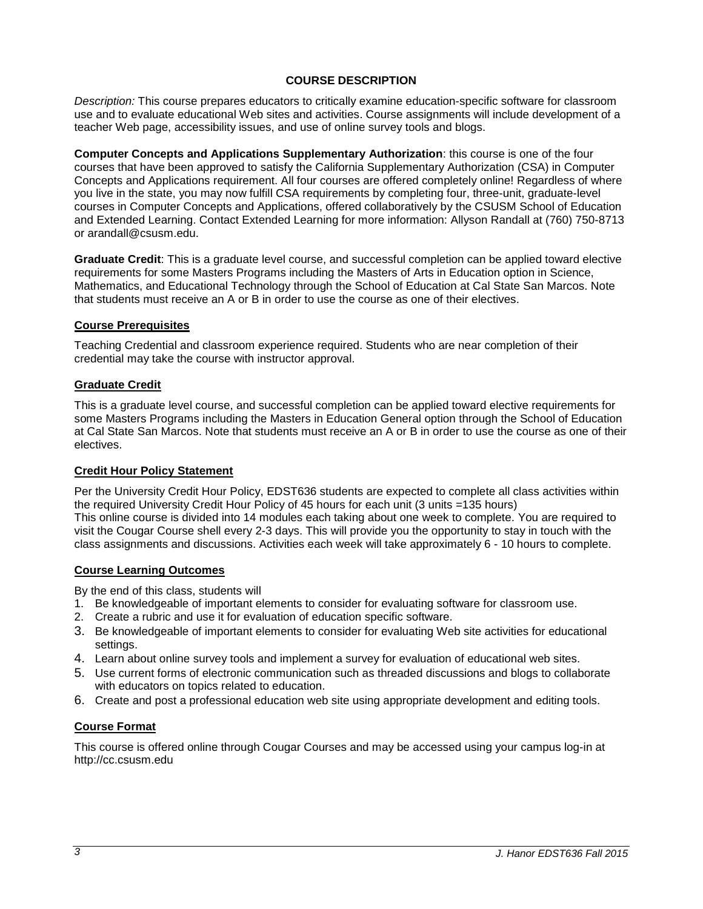## COURSE DESCRIPTION

*Description:* This course prepares educators to critically examine education-specific software for classroom use and to evaluate educational Web sites and activities. Course assignments will include development of a teacher Web page, accessibility issues, and use of online survey tools and blogs.

**Computer Concepts and Applications Supplementary Authorization**: this course is one of the four courses that have been approved to satisfy the California Supplementary Authorization (CSA) in Computer Concepts and Applications requirement. All four courses are offered completely online! Regardless of where you live in the state, you may now fulfill CSA requirements by completing four, three-unit, graduate-level courses in Computer Concepts and Applications, offered collaboratively by the CSUSM School of Education and Extended Learning. Contact Extended Learning for more information: Allyson Randall at (760) 750-8713 or arandall@csusm.edu.

**Graduate Credit**: This is a graduate level course, and successful completion can be applied toward elective requirements for some Masters Programs including the Masters of Arts in Education option in Science, Mathematics, and Educational Technology through the School of Education at Cal State San Marcos. Note that students must receive an A or B in order to use the course as one of their electives.

### Course Prerequisites

Teaching Credential and classroom experience required. Students who are near completion of their credential may take the course with instructor approval.

### Graduate Credit

This is a graduate level course, and successful completion can be applied toward elective requirements for some Masters Programs including the Masters in Education General option through the School of Education at Cal State San Marcos. Note that students must receive an A or B in order to use the course as one of their electives.

### Credit Hour Policy Statement

Per the University Credit Hour Policy, EDST636 students are expected to complete all class activities within the required University Credit Hour Policy of 45 hours for each unit (3 units =135 hours)
This online course is divided into 14 modules each taking about one week to complete. You are required to visit the Cougar Course shell every 2-3 days. This will provide you the opportunity to stay in touch with the class assignments and discussions. Activities each week will take approximately 6 - 10 hours to complete.

### Course Learning Outcomes

By the end of this class, students will

1. Be knowledgeable of important elements to consider for evaluating software for classroom use.
2. Create a rubric and use it for evaluation of education specific software.
3. Be knowledgeable of important elements to consider for evaluating Web site activities for educational settings.
4. Learn about online survey tools and implement a survey for evaluation of educational web sites.
5. Use current forms of electronic communication such as threaded discussions and blogs to collaborate with educators on topics related to education.
6. Create and post a professional education web site using appropriate development and editing tools.

### Course Format

This course is offered online through Cougar Courses and may be accessed using your campus log-in at http://cc.csusm.edu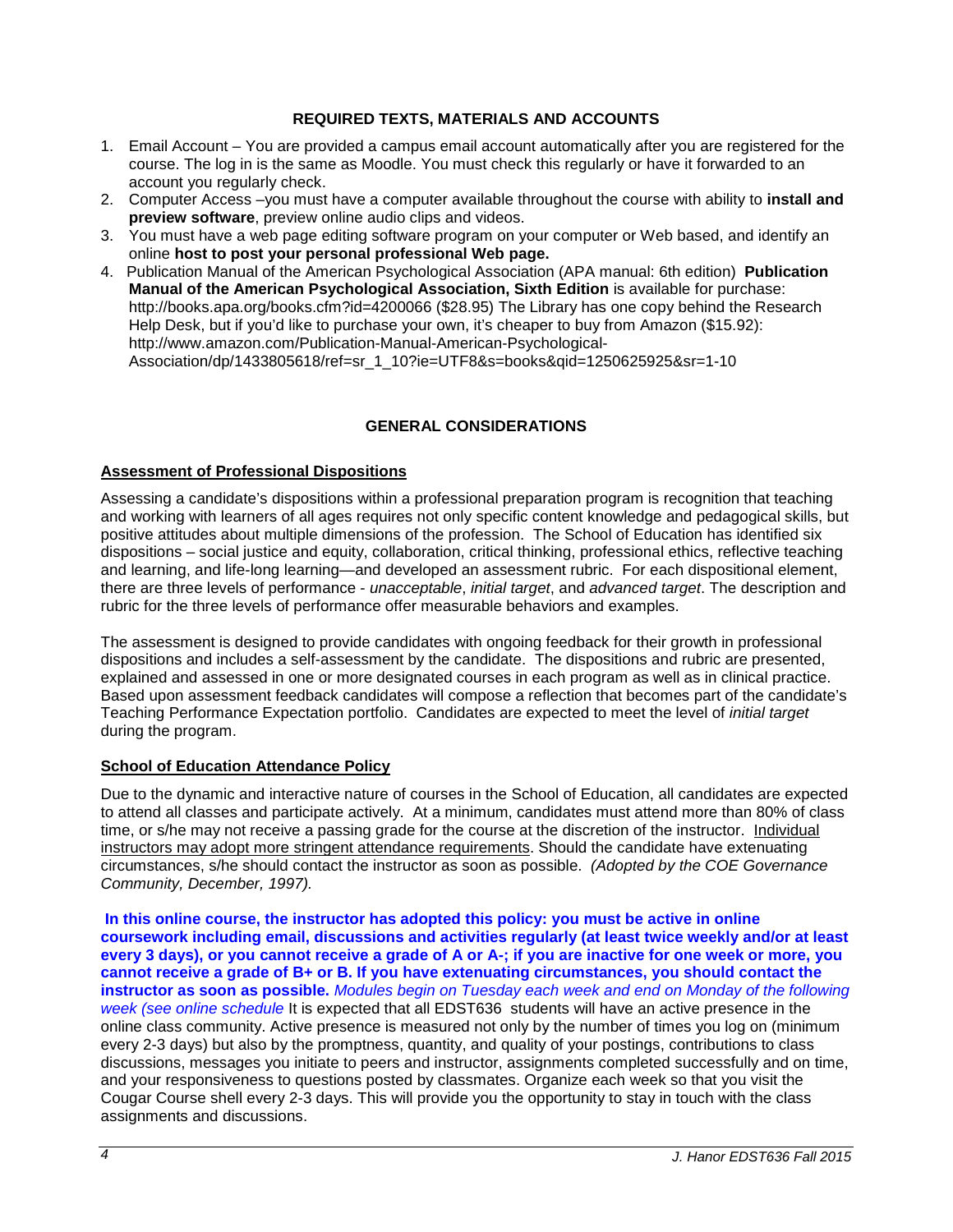## REQUIRED TEXTS, MATERIALS AND ACCOUNTS

1. Email Account – You are provided a campus email account automatically after you are registered for the course. The log in is the same as Moodle. You must check this regularly or have it forwarded to an account you regularly check.
2. Computer Access –you must have a computer available throughout the course with ability to **install and preview software**, preview online audio clips and videos.
3. You must have a web page editing software program on your computer or Web based, and identify an online **host to post your personal professional Web page.**
4. Publication Manual of the American Psychological Association (APA manual: 6th edition) **Publication Manual of the American Psychological Association, Sixth Edition** is available for purchase: http://books.apa.org/books.cfm?id=4200066 ($28.95) The Library has one copy behind the Research Help Desk, but if you'd like to purchase your own, it's cheaper to buy from Amazon ($15.92): http://www.amazon.com/Publication-Manual-American-Psychological-Association/dp/1433805618/ref=sr_1_10?ie=UTF8&s=books&qid=1250625925&sr=1-10

## GENERAL CONSIDERATIONS

### Assessment of Professional Dispositions

Assessing a candidate's dispositions within a professional preparation program is recognition that teaching and working with learners of all ages requires not only specific content knowledge and pedagogical skills, but positive attitudes about multiple dimensions of the profession. The School of Education has identified six dispositions – social justice and equity, collaboration, critical thinking, professional ethics, reflective teaching and learning, and life-long learning—and developed an assessment rubric. For each dispositional element, there are three levels of performance - *unacceptable*, *initial target*, and *advanced target*. The description and rubric for the three levels of performance offer measurable behaviors and examples.

The assessment is designed to provide candidates with ongoing feedback for their growth in professional dispositions and includes a self-assessment by the candidate. The dispositions and rubric are presented, explained and assessed in one or more designated courses in each program as well as in clinical practice. Based upon assessment feedback candidates will compose a reflection that becomes part of the candidate's Teaching Performance Expectation portfolio. Candidates are expected to meet the level of *initial target* during the program.

### School of Education Attendance Policy

Due to the dynamic and interactive nature of courses in the School of Education, all candidates are expected to attend all classes and participate actively. At a minimum, candidates must attend more than 80% of class time, or s/he may not receive a passing grade for the course at the discretion of the instructor. Individual instructors may adopt more stringent attendance requirements. Should the candidate have extenuating circumstances, s/he should contact the instructor as soon as possible. *(Adopted by the COE Governance Community, December, 1997).*

**In this online course, the instructor has adopted this policy: you must be active in online coursework including email, discussions and activities regularly (at least twice weekly and/or at least every 3 days), or you cannot receive a grade of A or A-; if you are inactive for one week or more, you cannot receive a grade of B+ or B. If you have extenuating circumstances, you should contact the instructor as soon as possible.** *Modules begin on Tuesday each week and end on Monday of the following week (see online schedule* It is expected that all EDST636 students will have an active presence in the online class community. Active presence is measured not only by the number of times you log on (minimum every 2-3 days) but also by the promptness, quantity, and quality of your postings, contributions to class discussions, messages you initiate to peers and instructor, assignments completed successfully and on time, and your responsiveness to questions posted by classmates. Organize each week so that you visit the Cougar Course shell every 2-3 days. This will provide you the opportunity to stay in touch with the class assignments and discussions.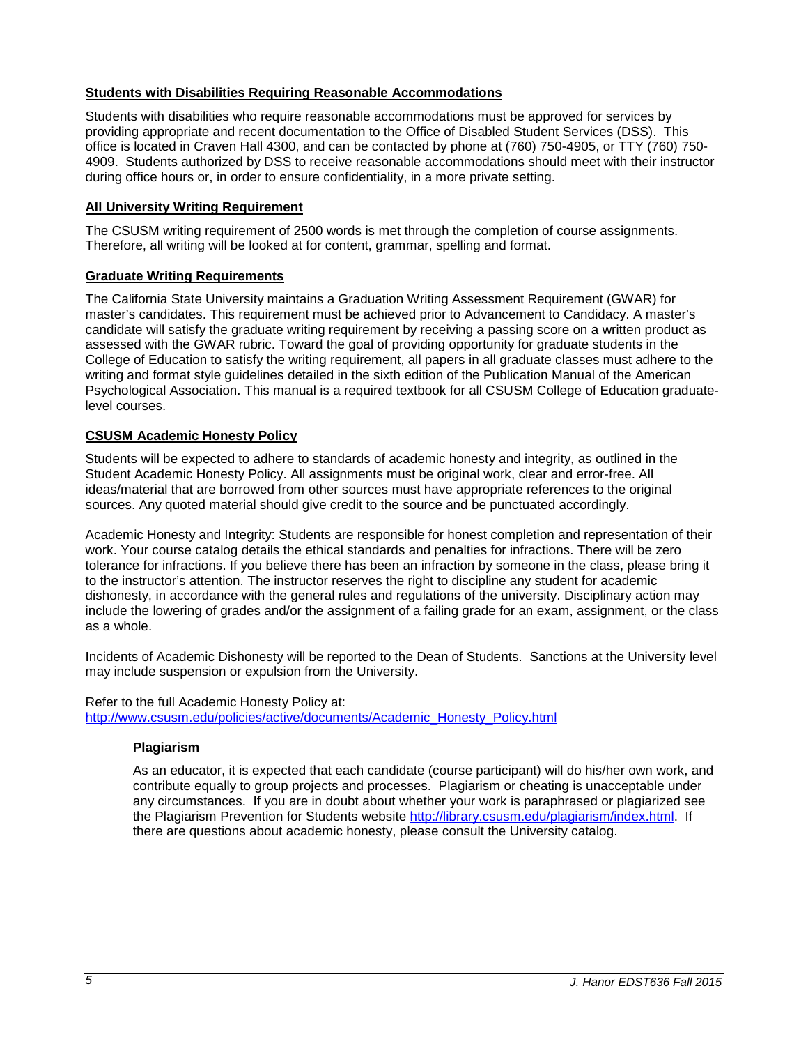## Students with Disabilities Requiring Reasonable Accommodations

Students with disabilities who require reasonable accommodations must be approved for services by providing appropriate and recent documentation to the Office of Disabled Student Services (DSS). This office is located in Craven Hall 4300, and can be contacted by phone at (760) 750-4905, or TTY (760) 750-4909. Students authorized by DSS to receive reasonable accommodations should meet with their instructor during office hours or, in order to ensure confidentiality, in a more private setting.

## All University Writing Requirement

The CSUSM writing requirement of 2500 words is met through the completion of course assignments. Therefore, all writing will be looked at for content, grammar, spelling and format.

## Graduate Writing Requirements

The California State University maintains a Graduation Writing Assessment Requirement (GWAR) for master's candidates. This requirement must be achieved prior to Advancement to Candidacy. A master's candidate will satisfy the graduate writing requirement by receiving a passing score on a written product as assessed with the GWAR rubric. Toward the goal of providing opportunity for graduate students in the College of Education to satisfy the writing requirement, all papers in all graduate classes must adhere to the writing and format style guidelines detailed in the sixth edition of the Publication Manual of the American Psychological Association. This manual is a required textbook for all CSUSM College of Education graduate-level courses.

## CSUSM Academic Honesty Policy

Students will be expected to adhere to standards of academic honesty and integrity, as outlined in the Student Academic Honesty Policy. All assignments must be original work, clear and error-free. All ideas/material that are borrowed from other sources must have appropriate references to the original sources. Any quoted material should give credit to the source and be punctuated accordingly.

Academic Honesty and Integrity: Students are responsible for honest completion and representation of their work. Your course catalog details the ethical standards and penalties for infractions. There will be zero tolerance for infractions. If you believe there has been an infraction by someone in the class, please bring it to the instructor's attention. The instructor reserves the right to discipline any student for academic dishonesty, in accordance with the general rules and regulations of the university. Disciplinary action may include the lowering of grades and/or the assignment of a failing grade for an exam, assignment, or the class as a whole.

Incidents of Academic Dishonesty will be reported to the Dean of Students. Sanctions at the University level may include suspension or expulsion from the University.

Refer to the full Academic Honesty Policy at:
http://www.csusm.edu/policies/active/documents/Academic_Honesty_Policy.html

### Plagiarism

As an educator, it is expected that each candidate (course participant) will do his/her own work, and contribute equally to group projects and processes. Plagiarism or cheating is unacceptable under any circumstances. If you are in doubt about whether your work is paraphrased or plagiarized see the Plagiarism Prevention for Students website http://library.csusm.edu/plagiarism/index.html. If there are questions about academic honesty, please consult the University catalog.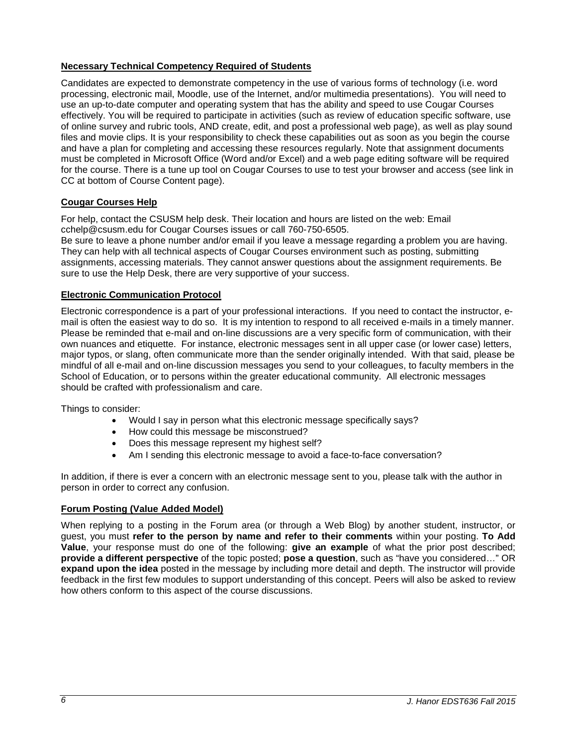### Necessary Technical Competency Required of Students

Candidates are expected to demonstrate competency in the use of various forms of technology (i.e. word processing, electronic mail, Moodle, use of the Internet, and/or multimedia presentations). You will need to use an up-to-date computer and operating system that has the ability and speed to use Cougar Courses effectively. You will be required to participate in activities (such as review of education specific software, use of online survey and rubric tools, AND create, edit, and post a professional web page), as well as play sound files and movie clips. It is your responsibility to check these capabilities out as soon as you begin the course and have a plan for completing and accessing these resources regularly. Note that assignment documents must be completed in Microsoft Office (Word and/or Excel) and a web page editing software will be required for the course. There is a tune up tool on Cougar Courses to use to test your browser and access (see link in CC at bottom of Course Content page).

### Cougar Courses Help

For help, contact the CSUSM help desk. Their location and hours are listed on the web: Email cchelp@csusm.edu for Cougar Courses issues or call 760-750-6505.
Be sure to leave a phone number and/or email if you leave a message regarding a problem you are having. They can help with all technical aspects of Cougar Courses environment such as posting, submitting assignments, accessing materials. They cannot answer questions about the assignment requirements. Be sure to use the Help Desk, there are very supportive of your success.

### Electronic Communication Protocol

Electronic correspondence is a part of your professional interactions. If you need to contact the instructor, e-mail is often the easiest way to do so. It is my intention to respond to all received e-mails in a timely manner. Please be reminded that e-mail and on-line discussions are a very specific form of communication, with their own nuances and etiquette. For instance, electronic messages sent in all upper case (or lower case) letters, major typos, or slang, often communicate more than the sender originally intended. With that said, please be mindful of all e-mail and on-line discussion messages you send to your colleagues, to faculty members in the School of Education, or to persons within the greater educational community. All electronic messages should be crafted with professionalism and care.

Things to consider:

- Would I say in person what this electronic message specifically says?
- How could this message be misconstrued?
- Does this message represent my highest self?
- Am I sending this electronic message to avoid a face-to-face conversation?

In addition, if there is ever a concern with an electronic message sent to you, please talk with the author in person in order to correct any confusion.

### Forum Posting (Value Added Model)

When replying to a posting in the Forum area (or through a Web Blog) by another student, instructor, or guest, you must **refer to the person by name and refer to their comments** within your posting. **To Add Value**, your response must do one of the following: **give an example** of what the prior post described; **provide a different perspective** of the topic posted; **pose a question**, such as "have you considered…" OR **expand upon the idea** posted in the message by including more detail and depth. The instructor will provide feedback in the first few modules to support understanding of this concept. Peers will also be asked to review how others conform to this aspect of the course discussions.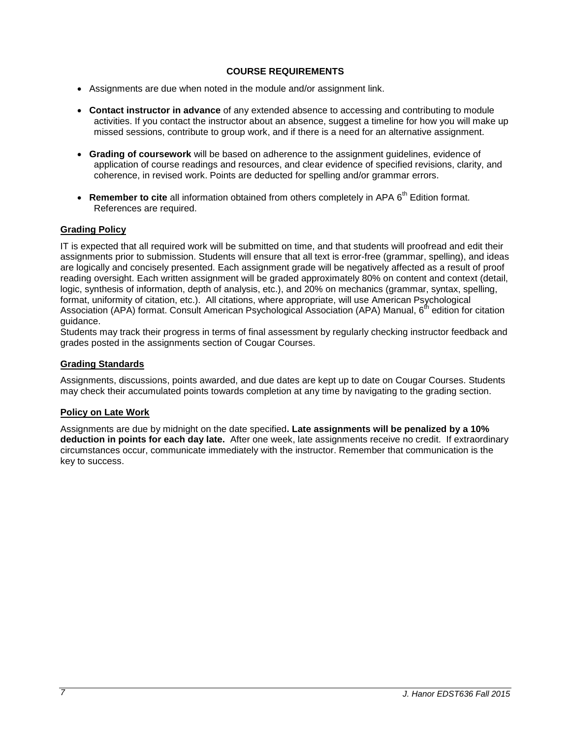## COURSE REQUIREMENTS

- Assignments are due when noted in the module and/or assignment link.
- **Contact instructor in advance** of any extended absence to accessing and contributing to module activities. If you contact the instructor about an absence, suggest a timeline for how you will make up missed sessions, contribute to group work, and if there is a need for an alternative assignment.
- **Grading of coursework** will be based on adherence to the assignment guidelines, evidence of application of course readings and resources, and clear evidence of specified revisions, clarity, and coherence, in revised work. Points are deducted for spelling and/or grammar errors.
- **Remember to cite** all information obtained from others completely in APA 6th Edition format. References are required.

### Grading Policy

IT is expected that all required work will be submitted on time, and that students will proofread and edit their assignments prior to submission. Students will ensure that all text is error-free (grammar, spelling), and ideas are logically and concisely presented. Each assignment grade will be negatively affected as a result of proof reading oversight. Each written assignment will be graded approximately 80% on content and context (detail, logic, synthesis of information, depth of analysis, etc.), and 20% on mechanics (grammar, syntax, spelling, format, uniformity of citation, etc.). All citations, where appropriate, will use American Psychological Association (APA) format. Consult American Psychological Association (APA) Manual, 6th edition for citation guidance.

Students may track their progress in terms of final assessment by regularly checking instructor feedback and grades posted in the assignments section of Cougar Courses.

### Grading Standards

Assignments, discussions, points awarded, and due dates are kept up to date on Cougar Courses. Students may check their accumulated points towards completion at any time by navigating to the grading section.

### Policy on Late Work

Assignments are due by midnight on the date specified**. Late assignments will be penalized by a 10% deduction in points for each day late.** After one week, late assignments receive no credit. If extraordinary circumstances occur, communicate immediately with the instructor. Remember that communication is the key to success.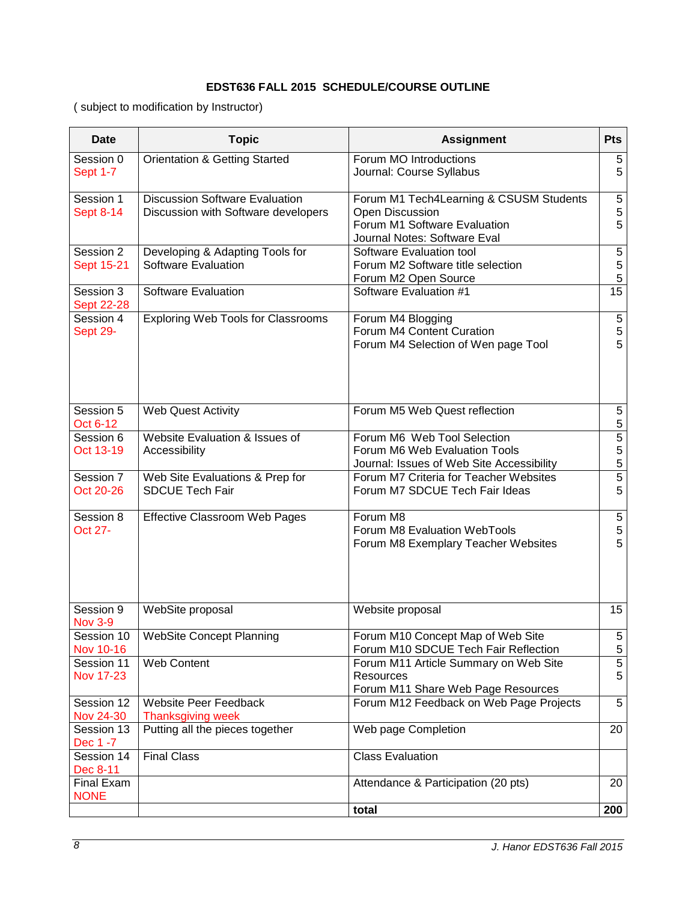**EDST636 FALL 2015 SCHEDULE/COURSE OUTLINE**

( subject to modification by Instructor)

| Date | Topic | Assignment | Pts |
|---|---|---|---|
| Session 0<br>Sept 1-7 | Orientation & Getting Started | Forum MO Introductions<br>Journal: Course Syllabus | 5<br>5 |
| Session 1<br>Sept 8-14 | Discussion Software Evaluation<br>Discussion with Software developers | Forum M1 Tech4Learning & CSUSM Students Open Discussion<br>Forum M1 Software Evaluation<br>Journal Notes: Software Eval | 5<br>5<br>5 |
| Session 2<br>Sept 15-21 | Developing & Adapting Tools for Software Evaluation | Software Evaluation tool<br>Forum M2 Software title selection<br>Forum M2 Open Source | 5<br>5<br>5 |
| Session 3<br>Sept 22-28 | Software Evaluation | Software Evaluation #1 | 15 |
| Session 4<br>Sept 29- | Exploring Web Tools for Classrooms | Forum M4 Blogging<br>Forum M4 Content Curation<br>Forum M4 Selection of Wen page Tool | 5<br>5<br>5 |
| Session 5<br>Oct 6-12 | Web Quest Activity | Forum M5 Web Quest reflection | 5<br>5 |
| Session 6<br>Oct 13-19 | Website Evaluation & Issues of Accessibility | Forum M6 Web Tool Selection<br>Forum M6 Web Evaluation Tools<br>Journal: Issues of Web Site Accessibility | 5<br>5<br>5 |
| Session 7<br>Oct 20-26 | Web Site Evaluations & Prep for SDCUE Tech Fair | Forum M7 Criteria for Teacher Websites<br>Forum M7 SDCUE Tech Fair Ideas | 5<br>5 |
| Session 8<br>Oct 27- | Effective Classroom Web Pages | Forum M8<br>Forum M8 Evaluation WebTools<br>Forum M8 Exemplary Teacher Websites | 5<br>5<br>5 |
| Session 9<br>Nov 3-9 | WebSite proposal | Website proposal | 15 |
| Session 10<br>Nov 10-16 | WebSite Concept Planning | Forum M10 Concept Map of Web Site<br>Forum M10 SDCUE Tech Fair Reflection | 5<br>5 |
| Session 11<br>Nov 17-23 | Web Content | Forum M11 Article Summary on Web Site Resources<br>Forum M11 Share Web Page Resources | 5<br>5 |
| Session 12<br>Nov 24-30 | Website Peer Feedback<br>Thanksgiving week | Forum M12 Feedback on Web Page Projects | 5 |
| Session 13<br>Dec 1 -7 | Putting all the pieces together | Web page Completion | 20 |
| Session 14<br>Dec 8-11 | Final Class | Class Evaluation | |
| Final Exam<br>NONE | | Attendance & Participation (20 pts) | 20 |
| | | **total** | **200** |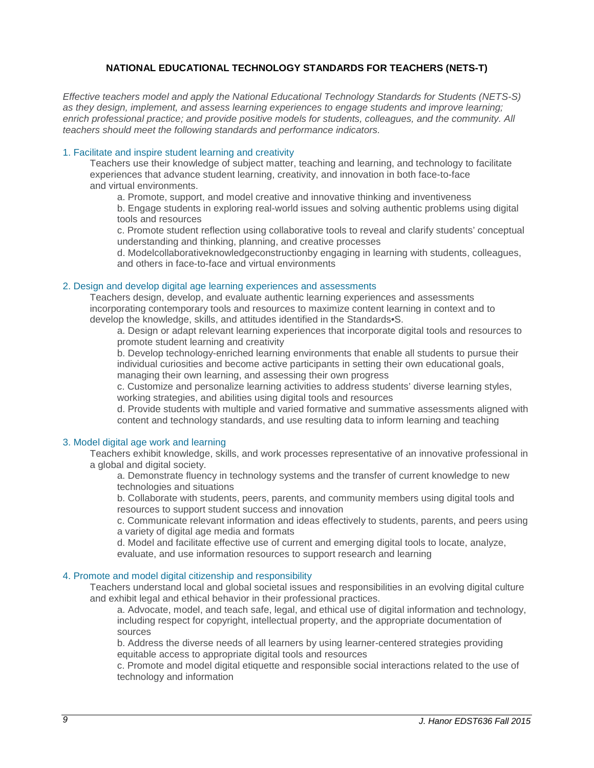## NATIONAL EDUCATIONAL TECHNOLOGY STANDARDS FOR TEACHERS (NETS-T)

*Effective teachers model and apply the National Educational Technology Standards for Students (NETS-S) as they design, implement, and assess learning experiences to engage students and improve learning; enrich professional practice; and provide positive models for students, colleagues, and the community. All teachers should meet the following standards and performance indicators.*

### 1. Facilitate and inspire student learning and creativity

Teachers use their knowledge of subject matter, teaching and learning, and technology to facilitate experiences that advance student learning, creativity, and innovation in both face-to-face and virtual environments.

a. Promote, support, and model creative and innovative thinking and inventiveness

b. Engage students in exploring real-world issues and solving authentic problems using digital tools and resources

c. Promote student reflection using collaborative tools to reveal and clarify students' conceptual understanding and thinking, planning, and creative processes

d. Modelcollaborativeknowledgeconstructionby engaging in learning with students, colleagues, and others in face-to-face and virtual environments

### 2. Design and develop digital age learning experiences and assessments

Teachers design, develop, and evaluate authentic learning experiences and assessments incorporating contemporary tools and resources to maximize content learning in context and to develop the knowledge, skills, and attitudes identified in the Standards•S.

a. Design or adapt relevant learning experiences that incorporate digital tools and resources to promote student learning and creativity

b. Develop technology-enriched learning environments that enable all students to pursue their individual curiosities and become active participants in setting their own educational goals, managing their own learning, and assessing their own progress

c. Customize and personalize learning activities to address students' diverse learning styles, working strategies, and abilities using digital tools and resources

d. Provide students with multiple and varied formative and summative assessments aligned with content and technology standards, and use resulting data to inform learning and teaching

### 3. Model digital age work and learning

Teachers exhibit knowledge, skills, and work processes representative of an innovative professional in a global and digital society.

a. Demonstrate fluency in technology systems and the transfer of current knowledge to new technologies and situations

b. Collaborate with students, peers, parents, and community members using digital tools and resources to support student success and innovation

c. Communicate relevant information and ideas effectively to students, parents, and peers using a variety of digital age media and formats

d. Model and facilitate effective use of current and emerging digital tools to locate, analyze, evaluate, and use information resources to support research and learning

### 4. Promote and model digital citizenship and responsibility

Teachers understand local and global societal issues and responsibilities in an evolving digital culture and exhibit legal and ethical behavior in their professional practices.

a. Advocate, model, and teach safe, legal, and ethical use of digital information and technology, including respect for copyright, intellectual property, and the appropriate documentation of sources

b. Address the diverse needs of all learners by using learner-centered strategies providing equitable access to appropriate digital tools and resources

c. Promote and model digital etiquette and responsible social interactions related to the use of technology and information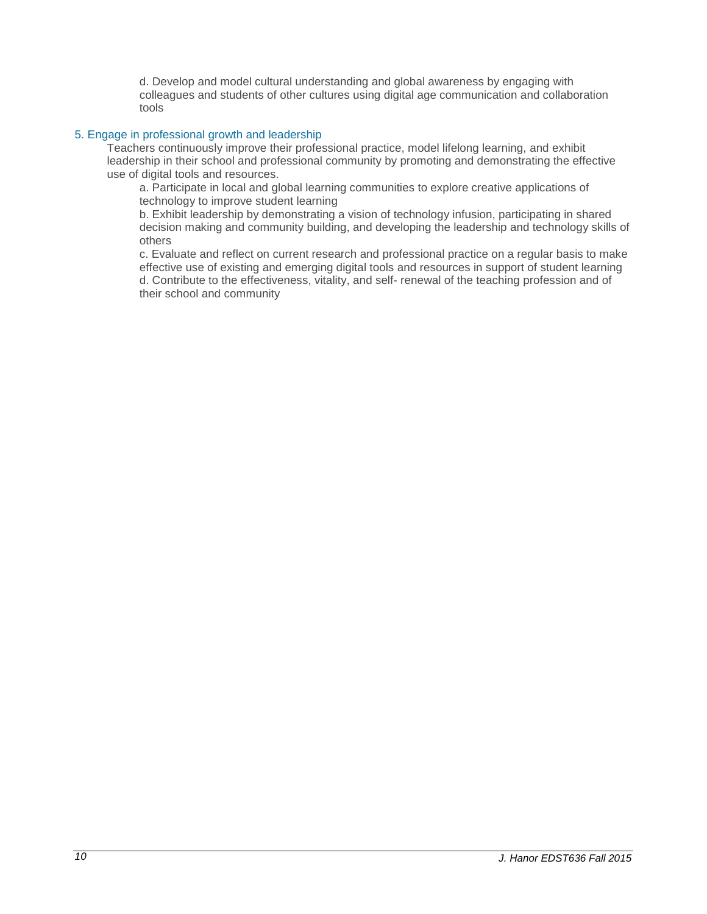d. Develop and model cultural understanding and global awareness by engaging with colleagues and students of other cultures using digital age communication and collaboration tools

### 5. Engage in professional growth and leadership

Teachers continuously improve their professional practice, model lifelong learning, and exhibit leadership in their school and professional community by promoting and demonstrating the effective use of digital tools and resources.

a. Participate in local and global learning communities to explore creative applications of technology to improve student learning

b. Exhibit leadership by demonstrating a vision of technology infusion, participating in shared decision making and community building, and developing the leadership and technology skills of others

c. Evaluate and reflect on current research and professional practice on a regular basis to make effective use of existing and emerging digital tools and resources in support of student learning

d. Contribute to the effectiveness, vitality, and self- renewal of the teaching profession and of their school and community